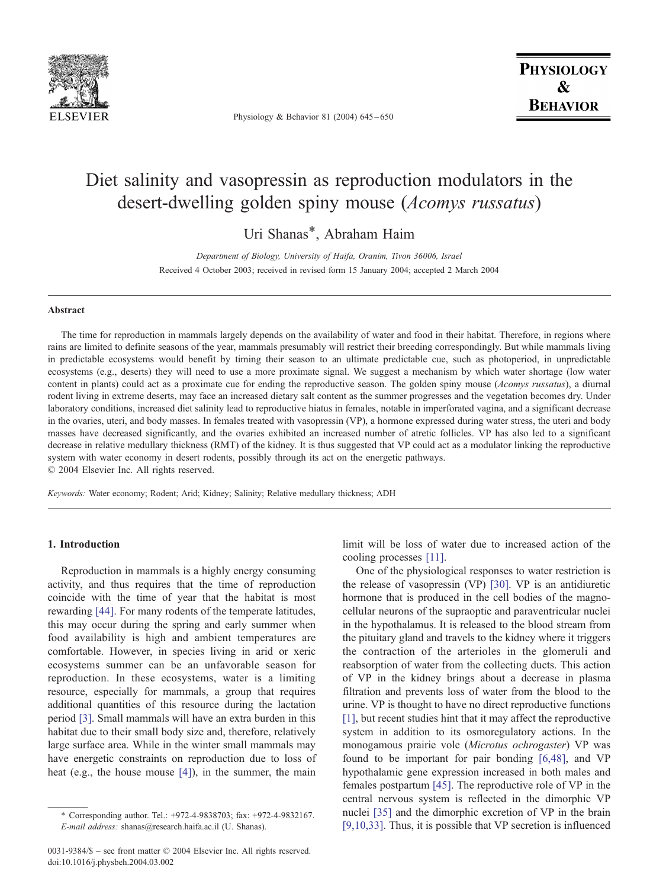# Diet salinity and vasopressin as reproduction modulators in the desert-dwelling golden spiny mouse (*Acomys russatus*)

Uri Shanas*, Abraham Haim

*Department of Biology, University of Haifa, Oranim, Tivon 36006, Israel*

Received 4 October 2003; received in revised form 15 January 2004; accepted 2 March 2004

## Abstract

The time for reproduction in mammals largely depends on the availability of water and food in their habitat. Therefore, in regions where rains are limited to definite seasons of the year, mammals presumably will restrict their breeding correspondingly. But while mammals living in predictable ecosystems would benefit by timing their season to an ultimate predictable cue, such as photoperiod, in unpredictable ecosystems (e.g., deserts) they will need to use a more proximate signal. We suggest a mechanism by which water shortage (low water content in plants) could act as a proximate cue for ending the reproductive season. The golden spiny mouse (*Acomys russatus*), a diurnal rodent living in extreme deserts, may face an increased dietary salt content as the summer progresses and the vegetation becomes dry. Under laboratory conditions, increased diet salinity lead to reproductive hiatus in females, notable in imperforated vagina, and a significant decrease in the ovaries, uteri, and body masses. In females treated with vasopressin (VP), a hormone expressed during water stress, the uteri and body masses have decreased significantly, and the ovaries exhibited an increased number of atretic follicles. VP has also led to a significant decrease in relative medullary thickness (RMT) of the kidney. It is thus suggested that VP could act as a modulator linking the reproductive system with water economy in desert rodents, possibly through its act on the energetic pathways.

© 2004 Elsevier Inc. All rights reserved.

*Keywords:* Water economy; Rodent; Arid; Kidney; Salinity; Relative medullary thickness; ADH

## 1. Introduction

Reproduction in mammals is a highly energy consuming activity, and thus requires that the time of reproduction coincide with the time of year that the habitat is most rewarding [44]. For many rodents of the temperate latitudes, this may occur during the spring and early summer when food availability is high and ambient temperatures are comfortable. However, in species living in arid or xeric ecosystems summer can be an unfavorable season for reproduction. In these ecosystems, water is a limiting resource, especially for mammals, a group that requires additional quantities of this resource during the lactation period [3]. Small mammals will have an extra burden in this habitat due to their small body size and, therefore, relatively large surface area. While in the winter small mammals may have energetic constraints on reproduction due to loss of heat (e.g., the house mouse [4]), in the summer, the main limit will be loss of water due to increased action of the cooling processes [11].

One of the physiological responses to water restriction is the release of vasopressin (VP) [30]. VP is an antidiuretic hormone that is produced in the cell bodies of the magnocellular neurons of the supraoptic and paraventricular nuclei in the hypothalamus. It is released to the blood stream from the pituitary gland and travels to the kidney where it triggers the contraction of the arterioles in the glomeruli and reabsorption of water from the collecting ducts. This action of VP in the kidney brings about a decrease in plasma filtration and prevents loss of water from the blood to the urine. VP is thought to have no direct reproductive functions [1], but recent studies hint that it may affect the reproductive system in addition to its osmoregulatory actions. In the monogamous prairie vole (*Microtus ochrogaster*) VP was found to be important for pair bonding [6,48], and VP hypothalamic gene expression increased in both males and females postpartum [45]. The reproductive role of VP in the central nervous system is reflected in the dimorphic VP nuclei [35] and the dimorphic excretion of VP in the brain [9,10,33]. Thus, it is possible that VP secretion is influenced

* Corresponding author. Tel.: +972-4-9838703; fax: +972-4-9832167. *E-mail address:* shanas@research.haifa.ac.il (U. Shanas).

0031-9384/$ - see front matter © 2004 Elsevier Inc. All rights reserved. doi:10.1016/j.physbeh.2004.03.002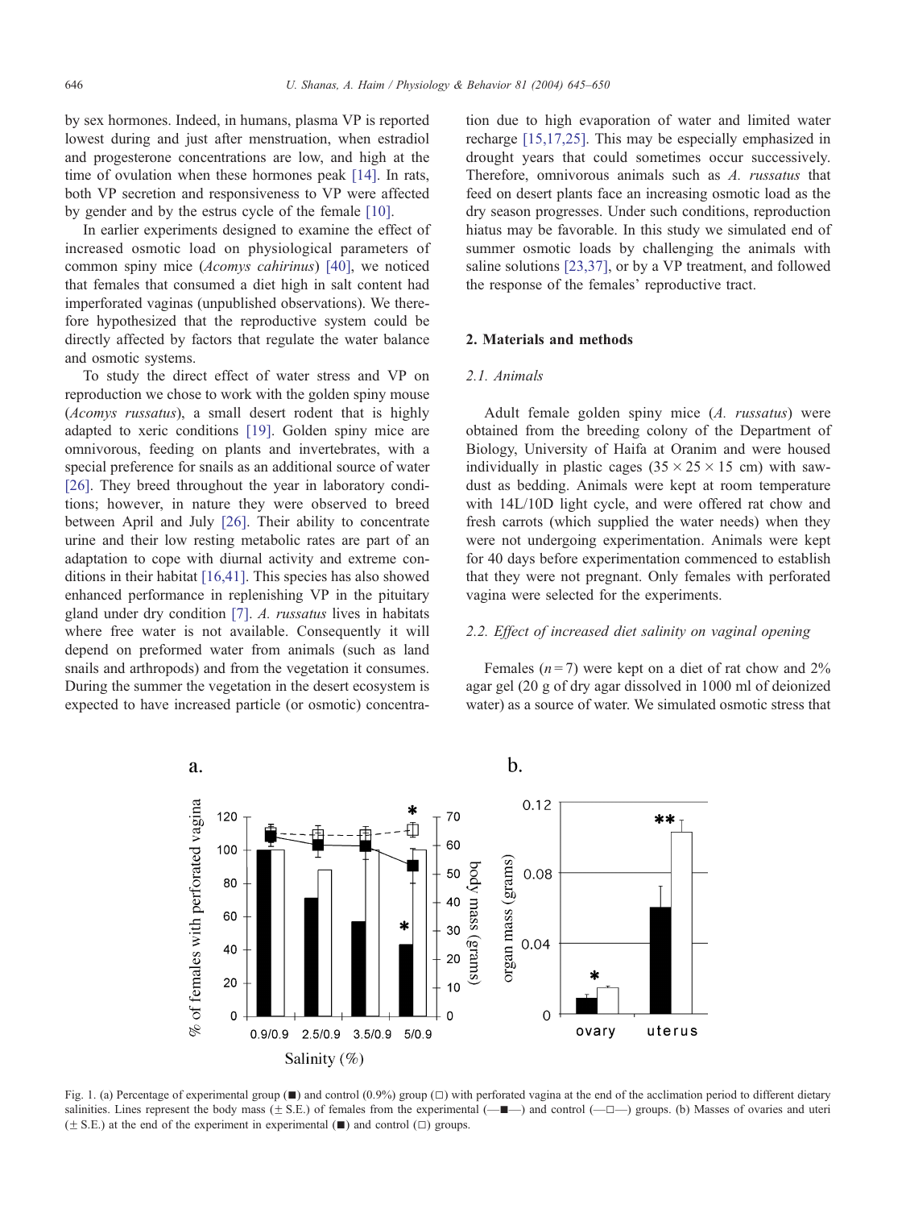by sex hormones. Indeed, in humans, plasma VP is reported lowest during and just after menstruation, when estradiol and progesterone concentrations are low, and high at the time of ovulation when these hormones peak [14]. In rats, both VP secretion and responsiveness to VP were affected by gender and by the estrus cycle of the female [10].

In earlier experiments designed to examine the effect of increased osmotic load on physiological parameters of common spiny mice (*Acomys cahirinus*) [40], we noticed that females that consumed a diet high in salt content had imperforated vaginas (unpublished observations). We therefore hypothesized that the reproductive system could be directly affected by factors that regulate the water balance and osmotic systems.

To study the direct effect of water stress and VP on reproduction we chose to work with the golden spiny mouse (*Acomys russatus*), a small desert rodent that is highly adapted to xeric conditions [19]. Golden spiny mice are omnivorous, feeding on plants and invertebrates, with a special preference for snails as an additional source of water [26]. They breed throughout the year in laboratory conditions; however, in nature they were observed to breed between April and July [26]. Their ability to concentrate urine and their low resting metabolic rates are part of an adaptation to cope with diurnal activity and extreme conditions in their habitat [16,41]. This species has also showed enhanced performance in replenishing VP in the pituitary gland under dry condition [7]. *A. russatus* lives in habitats where free water is not available. Consequently it will depend on preformed water from animals (such as land snails and arthropods) and from the vegetation it consumes. During the summer the vegetation in the desert ecosystem is expected to have increased particle (or osmotic) concentration due to high evaporation of water and limited water recharge [15,17,25]. This may be especially emphasized in drought years that could sometimes occur successively. Therefore, omnivorous animals such as *A. russatus* that feed on desert plants face an increasing osmotic load as the dry season progresses. Under such conditions, reproduction hiatus may be favorable. In this study we simulated end of summer osmotic loads by challenging the animals with saline solutions [23,37], or by a VP treatment, and followed the response of the females' reproductive tract.

## 2. Materials and methods

### 2.1. Animals

Adult female golden spiny mice (*A. russatus*) were obtained from the breeding colony of the Department of Biology, University of Haifa at Oranim and were housed individually in plastic cages (35 × 25 × 15 cm) with sawdust as bedding. Animals were kept at room temperature with 14L/10D light cycle, and were offered rat chow and fresh carrots (which supplied the water needs) when they were not undergoing experimentation. Animals were kept for 40 days before experimentation commenced to establish that they were not pregnant. Only females with perforated vagina were selected for the experiments.

### 2.2. Effect of increased diet salinity on vaginal opening

Females ($n = 7$) were kept on a diet of rat chow and 2% agar gel (20 g of dry agar dissolved in 1000 ml of deionized water) as a source of water. We simulated osmotic stress that

Fig. 1. (a) Percentage of experimental group (■) and control (0.9%) group (□) with perforated vagina at the end of the acclimation period to different dietary salinities. Lines represent the body mass (± S.E.) of females from the experimental (—■—) and control (—□—) groups. (b) Masses of ovaries and uteri (± S.E.) at the end of the experiment in experimental (■) and control (□) groups.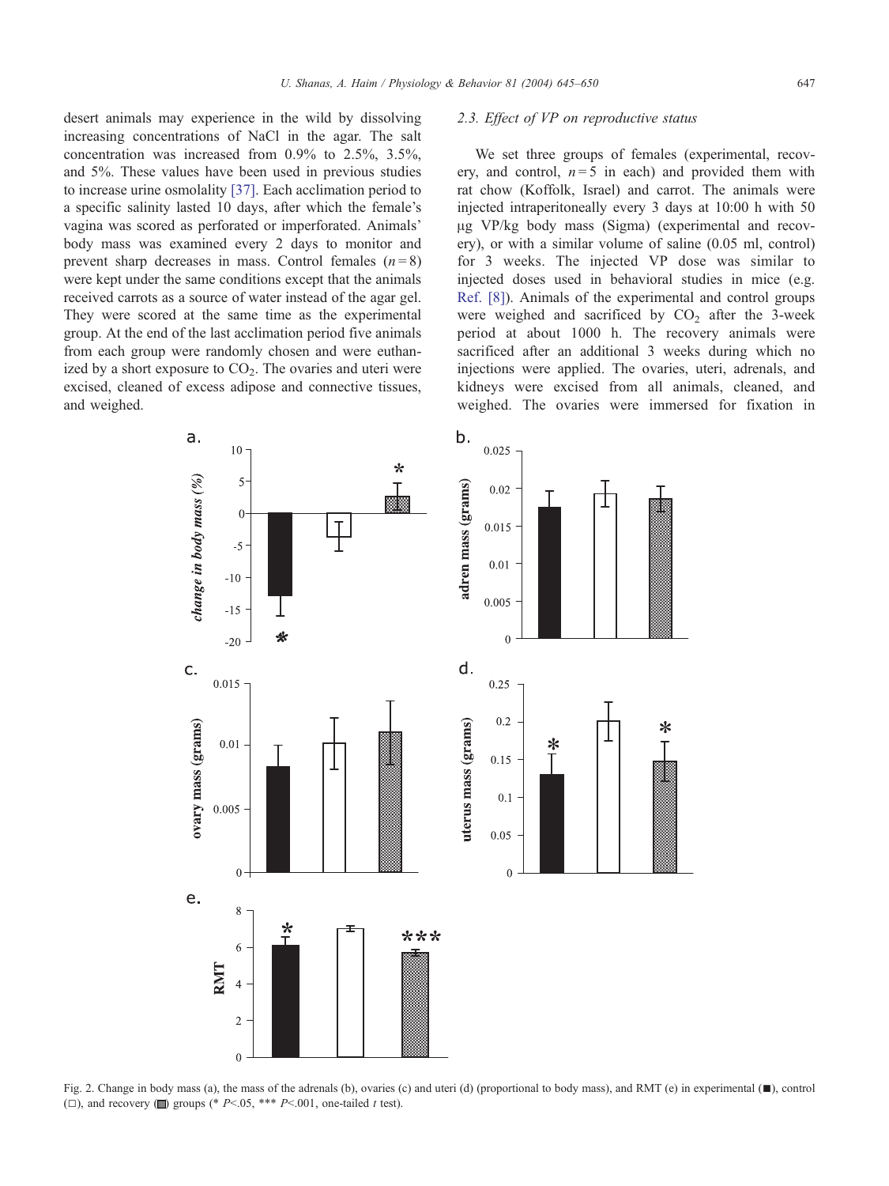desert animals may experience in the wild by dissolving increasing concentrations of NaCl in the agar. The salt concentration was increased from 0.9% to 2.5%, 3.5%, and 5%. These values have been used in previous studies to increase urine osmolality [37]. Each acclimation period to a specific salinity lasted 10 days, after which the female's vagina was scored as perforated or imperforated. Animals' body mass was examined every 2 days to monitor and prevent sharp decreases in mass. Control females ($n = 8$) were kept under the same conditions except that the animals received carrots as a source of water instead of the agar gel. They were scored at the same time as the experimental group. At the end of the last acclimation period five animals from each group were randomly chosen and were euthanized by a short exposure to $CO_2$. The ovaries and uteri were excised, cleaned of excess adipose and connective tissues, and weighed.

### 2.3. Effect of VP on reproductive status

We set three groups of females (experimental, recovery, and control, $n = 5$ in each) and provided them with rat chow (Koffolk, Israel) and carrot. The animals were injected intraperitoneally every 3 days at 10:00 h with 50 μg VP/kg body mass (Sigma) (experimental and recovery), or with a similar volume of saline (0.05 ml, control) for 3 weeks. The injected VP dose was similar to injected doses used in behavioral studies in mice (e.g. Ref. [8]). Animals of the experimental and control groups were weighed and sacrificed by $CO_2$ after the 3-week period at about 1000 h. The recovery animals were sacrificed after an additional 3 weeks during which no injections were applied. The ovaries, uteri, adrenals, and kidneys were excised from all animals, cleaned, and weighed. The ovaries were immersed for fixation in

Fig. 2. Change in body mass (a), the mass of the adrenals (b), ovaries (c) and uteri (d) (proportional to body mass), and RMT (e) in experimental (■), control (□), and recovery (▩) groups (* $P < .05$, *** $P < .001$, one-tailed $t$ test).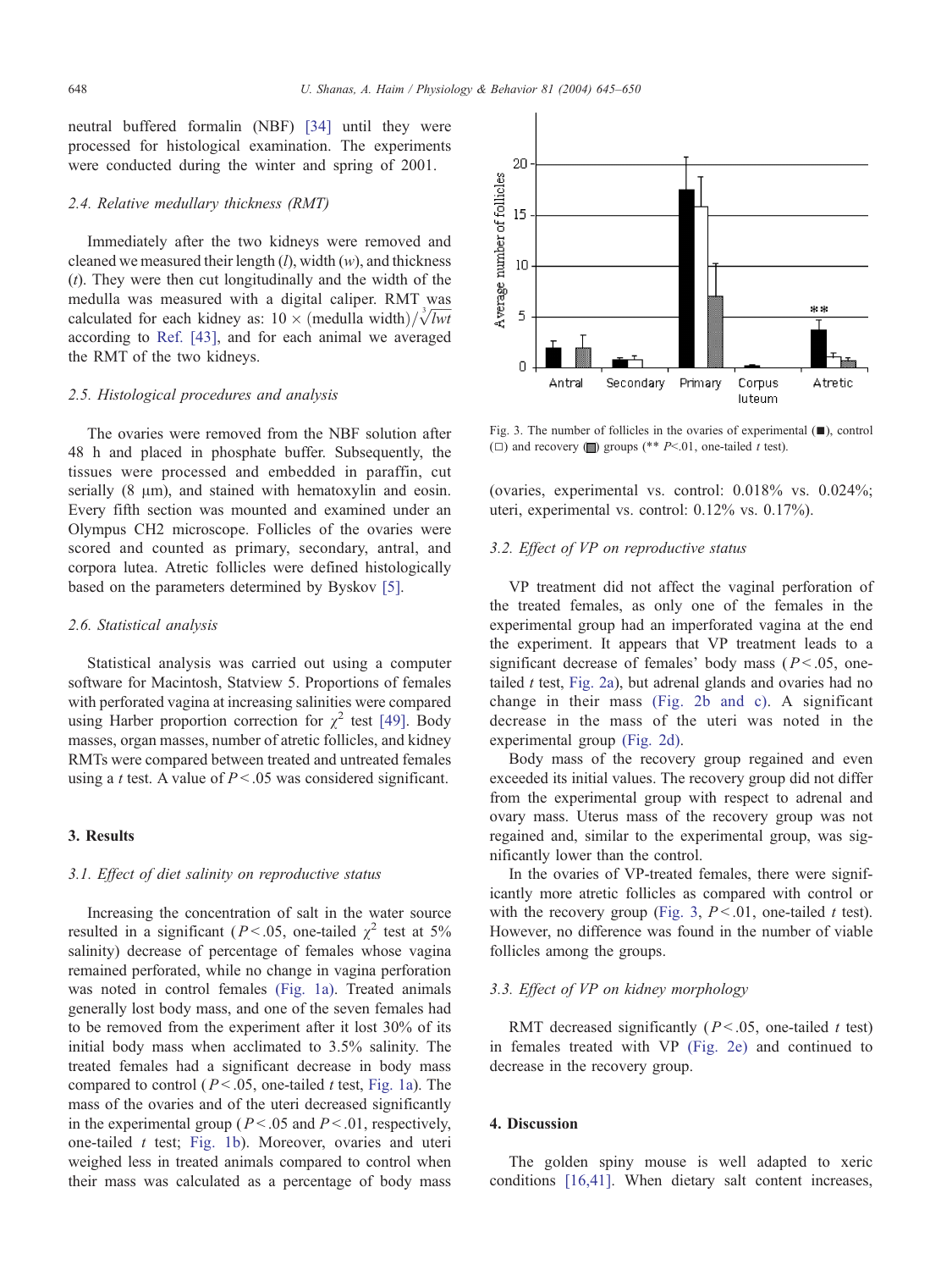neutral buffered formalin (NBF) [34] until they were processed for histological examination. The experiments were conducted during the winter and spring of 2001.

### 2.4. Relative medullary thickness (RMT)

Immediately after the two kidneys were removed and cleaned we measured their length ($l$), width ($w$), and thickness ($t$). They were then cut longitudinally and the width of the medulla was measured with a digital caliper. RMT was calculated for each kidney as: $10 \times (\text{medulla width})/\sqrt[3]{lwt}$ according to Ref. [43], and for each animal we averaged the RMT of the two kidneys.

### 2.5. Histological procedures and analysis

The ovaries were removed from the NBF solution after 48 h and placed in phosphate buffer. Subsequently, the tissues were processed and embedded in paraffin, cut serially (8 μm), and stained with hematoxylin and eosin. Every fifth section was mounted and examined under an Olympus CH2 microscope. Follicles of the ovaries were scored and counted as primary, secondary, antral, and corpora lutea. Atretic follicles were defined histologically based on the parameters determined by Byskov [5].

### 2.6. Statistical analysis

Statistical analysis was carried out using a computer software for Macintosh, Statview 5. Proportions of females with perforated vagina at increasing salinities were compared using Harber proportion correction for $\chi^2$ test [49]. Body masses, organ masses, number of atretic follicles, and kidney RMTs were compared between treated and untreated females using a $t$ test. A value of $P<.05$ was considered significant.

## 3. Results

### 3.1. Effect of diet salinity on reproductive status

Increasing the concentration of salt in the water source resulted in a significant ($P<.05$, one-tailed $\chi^2$ test at 5% salinity) decrease of percentage of females whose vagina remained perforated, while no change in vagina perforation was noted in control females (Fig. 1a). Treated animals generally lost body mass, and one of the seven females had to be removed from the experiment after it lost 30% of its initial body mass when acclimated to 3.5% salinity. The treated females had a significant decrease in body mass compared to control ($P<.05$, one-tailed $t$ test, Fig. 1a). The mass of the ovaries and of the uteri decreased significantly in the experimental group ($P<.05$ and $P<.01$, respectively, one-tailed $t$ test; Fig. 1b). Moreover, ovaries and uteri weighed less in treated animals compared to control when their mass was calculated as a percentage of body mass (ovaries, experimental vs. control: 0.018% vs. 0.024%; uteri, experimental vs. control: 0.12% vs. 0.17%).

Fig. 3. The number of follicles in the ovaries of experimental (■), control (□) and recovery (▩) groups (** $P<.01$, one-tailed $t$ test).

### 3.2. Effect of VP on reproductive status

VP treatment did not affect the vaginal perforation of the treated females, as only one of the females in the experimental group had an imperforated vagina at the end the experiment. It appears that VP treatment leads to a significant decrease of females' body mass ($P<.05$, one-tailed $t$ test, Fig. 2a), but adrenal glands and ovaries had no change in their mass (Fig. 2b and c). A significant decrease in the mass of the uteri was noted in the experimental group (Fig. 2d).

Body mass of the recovery group regained and even exceeded its initial values. The recovery group did not differ from the experimental group with respect to adrenal and ovary mass. Uterus mass of the recovery group was not regained and, similar to the experimental group, was significantly lower than the control.

In the ovaries of VP-treated females, there were significantly more atretic follicles as compared with control or with the recovery group (Fig. 3, $P<.01$, one-tailed $t$ test). However, no difference was found in the number of viable follicles among the groups.

### 3.3. Effect of VP on kidney morphology

RMT decreased significantly ($P<.05$, one-tailed $t$ test) in females treated with VP (Fig. 2e) and continued to decrease in the recovery group.

## 4. Discussion

The golden spiny mouse is well adapted to xeric conditions [16,41]. When dietary salt content increases,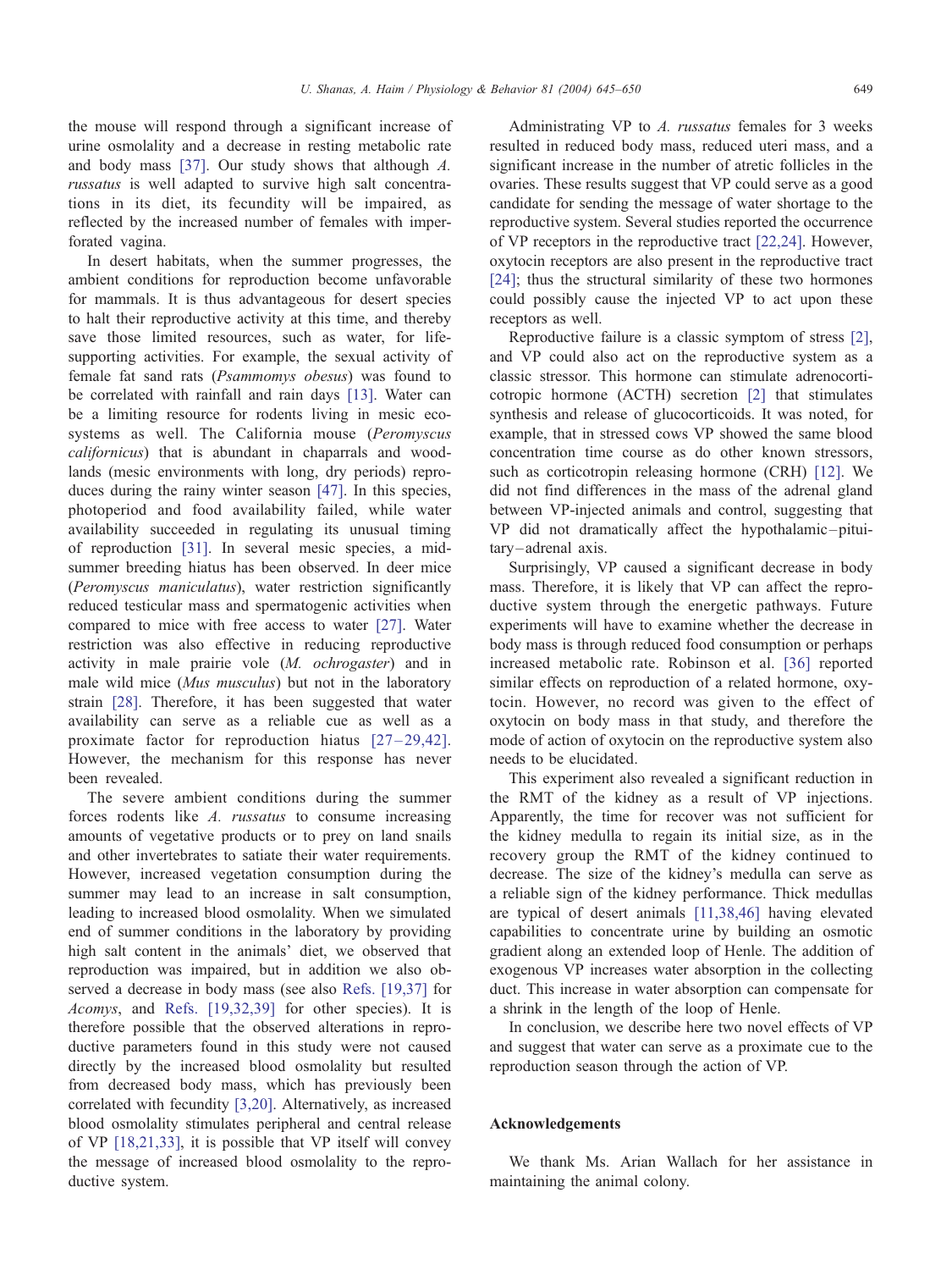the mouse will respond through a significant increase of urine osmolality and a decrease in resting metabolic rate and body mass [37]. Our study shows that although *A. russatus* is well adapted to survive high salt concentrations in its diet, its fecundity will be impaired, as reflected by the increased number of females with imperforated vagina.

In desert habitats, when the summer progresses, the ambient conditions for reproduction become unfavorable for mammals. It is thus advantageous for desert species to halt their reproductive activity at this time, and thereby save those limited resources, such as water, for life-supporting activities. For example, the sexual activity of female fat sand rats (*Psammomys obesus*) was found to be correlated with rainfall and rain days [13]. Water can be a limiting resource for rodents living in mesic ecosystems as well. The California mouse (*Peromyscus californicus*) that is abundant in chaparrals and woodlands (mesic environments with long, dry periods) reproduces during the rainy winter season [47]. In this species, photoperiod and food availability failed, while water availability succeeded in regulating its unusual timing of reproduction [31]. In several mesic species, a mid-summer breeding hiatus has been observed. In deer mice (*Peromyscus maniculatus*), water restriction significantly reduced testicular mass and spermatogenic activities when compared to mice with free access to water [27]. Water restriction was also effective in reducing reproductive activity in male prairie vole (*M. ochrogaster*) and in male wild mice (*Mus musculus*) but not in the laboratory strain [28]. Therefore, it has been suggested that water availability can serve as a reliable cue as well as a proximate factor for reproduction hiatus [27–29,42]. However, the mechanism for this response has never been revealed.

The severe ambient conditions during the summer forces rodents like *A. russatus* to consume increasing amounts of vegetative products or to prey on land snails and other invertebrates to satiate their water requirements. However, increased vegetation consumption during the summer may lead to an increase in salt consumption, leading to increased blood osmolality. When we simulated end of summer conditions in the laboratory by providing high salt content in the animals' diet, we observed that reproduction was impaired, but in addition we also observed a decrease in body mass (see also Refs. [19,37] for *Acomys*, and Refs. [19,32,39] for other species). It is therefore possible that the observed alterations in reproductive parameters found in this study were not caused directly by the increased blood osmolality but resulted from decreased body mass, which has previously been correlated with fecundity [3,20]. Alternatively, as increased blood osmolality stimulates peripheral and central release of VP [18,21,33], it is possible that VP itself will convey the message of increased blood osmolality to the reproductive system.

Administrating VP to *A. russatus* females for 3 weeks resulted in reduced body mass, reduced uteri mass, and a significant increase in the number of atretic follicles in the ovaries. These results suggest that VP could serve as a good candidate for sending the message of water shortage to the reproductive system. Several studies reported the occurrence of VP receptors in the reproductive tract [22,24]. However, oxytocin receptors are also present in the reproductive tract [24]; thus the structural similarity of these two hormones could possibly cause the injected VP to act upon these receptors as well.

Reproductive failure is a classic symptom of stress [2], and VP could also act on the reproductive system as a classic stressor. This hormone can stimulate adrenocorticotropic hormone (ACTH) secretion [2] that stimulates synthesis and release of glucocorticoids. It was noted, for example, that in stressed cows VP showed the same blood concentration time course as do other known stressors, such as corticotropin releasing hormone (CRH) [12]. We did not find differences in the mass of the adrenal gland between VP-injected animals and control, suggesting that VP did not dramatically affect the hypothalamic–pituitary–adrenal axis.

Surprisingly, VP caused a significant decrease in body mass. Therefore, it is likely that VP can affect the reproductive system through the energetic pathways. Future experiments will have to examine whether the decrease in body mass is through reduced food consumption or perhaps increased metabolic rate. Robinson et al. [36] reported similar effects on reproduction of a related hormone, oxytocin. However, no record was given to the effect of oxytocin on body mass in that study, and therefore the mode of action of oxytocin on the reproductive system also needs to be elucidated.

This experiment also revealed a significant reduction in the RMT of the kidney as a result of VP injections. Apparently, the time for recover was not sufficient for the kidney medulla to regain its initial size, as in the recovery group the RMT of the kidney continued to decrease. The size of the kidney's medulla can serve as a reliable sign of the kidney performance. Thick medullas are typical of desert animals [11,38,46] having elevated capabilities to concentrate urine by building an osmotic gradient along an extended loop of Henle. The addition of exogenous VP increases water absorption in the collecting duct. This increase in water absorption can compensate for a shrink in the length of the loop of Henle.

In conclusion, we describe here two novel effects of VP and suggest that water can serve as a proximate cue to the reproduction season through the action of VP.

## Acknowledgements

We thank Ms. Arian Wallach for her assistance in maintaining the animal colony.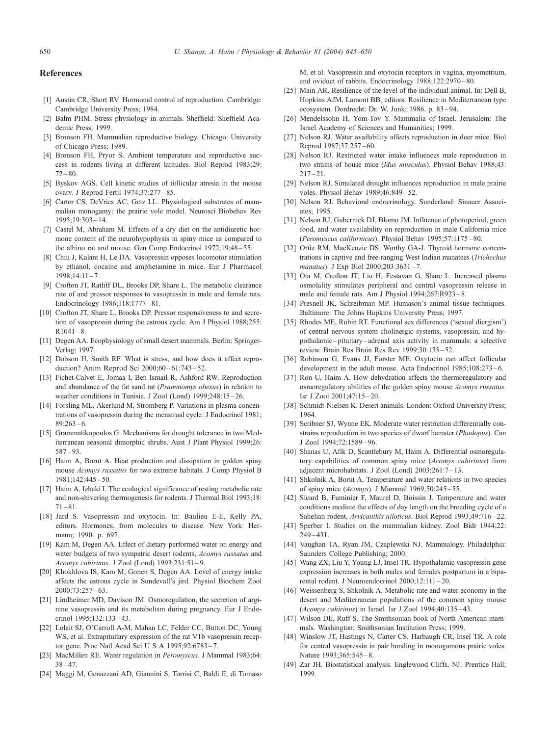## References

[1] Austin CR, Short RV. Hormonal control of reproduction. Cambridge: Cambridge University Press; 1984.

[2] Balm PHM. Stress physiology in animals. Sheffield: Sheffield Academic Press; 1999.

[3] Bronson FH. Mammalian reproductive biology. Chicago: University of Chicago Press; 1989.

[4] Bronson FH, Pryor S. Ambient temperature and reproductive success in rodents living at different latitudes. Biol Reprod 1983;29:72–80.

[5] Byskov AGS. Cell kinetic studies of follicular atresia in the mouse ovary. J Reprod Fertil 1974;37:277–85.

[6] Carter CS, DeVries AC, Getz LL. Physiological substrates of mammalian monogamy: the prairie vole model. Neurosci Biobehav Rev 1995;19:303–14.

[7] Castel M, Abraham M. Effects of a dry diet on the antidiuretic hormone content of the neurohypophysis in spiny mice as compared to the albino rat and mouse. Gen Comp Endocrinol 1972;19:48–55.

[8] Chiu J, Kalant H, Le DA. Vasopressin opposes locomotor stimulation by ethanol, cocaine and amphetamine in mice. Eur J Pharmacol 1998;14:11–7.

[9] Crofton JT, Ratliff DL, Brooks DP, Share L. The metabolic clearance rate of and pressor responses to vasopressin in male and female rats. Endocrinology 1986;118:1777–81.

[10] Crofton JT, Share L, Brooks DP. Pressor responsiveness to and secretion of vasopressin during the estrous cycle. Am J Physiol 1988;255:R1041–8.

[11] Degen AA. Ecophysiology of small desert mammals. Berlin: Springer-Verlag; 1997.

[12] Dobson H, Smith RF. What is stress, and how does it affect reproduction? Anim Reprod Sci 2000;60–61:743–52.

[13] Fichet-Calvet E, Jomaa I, Ben Ismail R, Ashford RW. Reproduction and abundance of the fat sand rat (*Psammomys obesus*) in relation to weather conditions in Tunisia. J Zool (Lond) 1999;248:15–26.

[14] Forsling ML, Akerlund M, Stromberg P. Variations in plasma concentrations of vasopressin during the menstrual cycle. J Endocrinol 1981;89:263–6.

[15] Grammatikopoulos G. Mechanisms for drought tolerance in two Mediterranean seasonal dimorphic shrubs. Aust J Plant Physiol 1999;26:587–93.

[16] Haim A, Borut A. Heat production and dissipation in golden spiny mouse *Acomys russatus* for two extreme habitats. J Comp Physiol B 1981;142:445–50.

[17] Haim A, Izhaki I. The ecological significance of resting metabolic rate and non-shivering thermogenesis for rodents. J Thermal Biol 1993;18:71–81.

[18] Jard S. Vasopressin and oxytocin. In: Baulieu E-E, Kelly PA, editors. Hormones, from molecules to disease. New York: Hermann; 1990. p. 697.

[19] Kam M, Degen AA. Effect of dietary performed water on energy and water budgets of two sympatric desert rodents, *Acomys russatus* and *Acomys cahirinus*. J Zool (Lond) 1993;231:51–9.

[20] Khokhlova IS, Kam M, Gonen S, Degen AA. Level of energy intake affects the estrous cycle in Sundevall's jird. Physiol Biochem Zool 2000;73:257–63.

[21] Lindheimer MD, Davison JM. Osmoregulation, the secretion of arginine vasopressin and its metabolism during pregnancy. Eur J Endocrinol 1995;132:133–43.

[22] Lolait SJ, O'Carroll A-M, Mahan LC, Felder CC, Button DC, Young WS, et al. Extrapituitary expression of the rat V1b vasopressin receptor gene. Proc Natl Acad Sci U S A 1995;92:6783–7.

[23] MacMillen RE. Water regulation in *Peromyscus*. J Mammal 1983;64:38–47.

[24] Maggi M, Genazzani AD, Giannini S, Torrisi C, Baldi E, di Tomaso M, et al. Vasopressin and oxytocin receptors in vagina, myometrium, and oviduct of rabbits. Endocrinology 1988;122:2970–80.

[25] Main AR. Resilience of the level of the individual animal. In: Dell B, Hopkins AJM, Lamont BB, editors. Resilience in Mediterranean type ecosystem. Dordrecht: Dr. W. Junk; 1986. p. 83–94.

[26] Mendelssohn H, Yom-Tov Y. Mammalia of Israel. Jerusalem: The Israel Academy of Sciences and Humanities; 1999.

[27] Nelson RJ. Water availability affects reproduction in deer mice. Biol Reprod 1987;37:257–60.

[28] Nelson RJ. Restricted water intake influences male reproduction in two strains of house mice (*Mus musculus*). Physiol Behav 1988;43:217–21.

[29] Nelson RJ. Simulated drought influences reproduction in male prairie voles. Physiol Behav 1989;46:849–52.

[30] Nelson RJ. Behavioral endocrinology. Sunderland: Sinauer Associates; 1995.

[31] Nelson RJ, Gubernick DJ, Blomo JM. Influence of photoperiod, green food, and water availability on reproduction in male California mice (*Peromyscus californicus*). Physiol Behav 1995;57:1175–80.

[32] Ortiz RM, MacKenzie DS, Worthy GA-J. Thyroid hormone concentrations in captive and free-ranging West Indian manatees (*Trichechus manatus*). J Exp Biol 2000;203:3631–7.

[33] Ota M, Crofton JT, Liu H, Festavan G, Share L. Increased plasma osmolality stimulates peripheral and central vasopressin release in male and female rats. Am J Physiol 1994;267:R923–8.

[34] Presnell JK, Schreibman MP. Humason's animal tissue techniques. Baltimore: The Johns Hopkins University Press; 1997.

[35] Rhodes ME, Rubin RT. Functional sex differences ('sexual diergism') of central nervous system cholinergic systems, vasopressin, and hypothalamic–pituitary–adrenal axis activity in mammals: a selective review. Brain Res Brain Res Rev 1999;30:135–52.

[36] Robinson G, Evans JJ, Forster ME. Oxytocin can affect follicular development in the adult mouse. Acta Endocrinol 1985;108:273–6.

[37] Ron U, Haim A. How dehydration affects the thermoregulatory and osmoregulatory abilities of the golden spiny mouse *Acomys russatus*. Isr J Zool 2001;47:15–20.

[38] Schmidt-Nielsen K. Desert animals. London: Oxford University Press; 1964.

[39] Scribner SJ, Wynne EK. Moderate water restriction differentially constrains reproduction in two species of dwarf hamster (*Phodopus*). Can J Zool 1994;72:1589–96.

[40] Shanas U, Afik D, Scantlebury M, Haim A. Differential osmoregulatory capabilities of common spiny mice (*Acomys cahirinus*) from adjacent microhabitats. J Zool (Lond) 2003;261:7–13.

[41] Shkolnik A, Borut A. Temperature and water relations in two species of spiny mice (*Acomys*). J Mammal 1969;50:245–55.

[42] Sicard B, Fuminier F, Maurel D, Boissin J. Temperature and water conditions mediate the effects of day length on the breeding cycle of a Sahelian rodent, *Arvicanthis niloticus*. Biol Reprod 1993;49:716–22.

[43] Sperber I. Studies on the mammalian kidney. Zool Bidr 1944;22:249–431.

[44] Vaughan TA, Ryan JM, Czaplewski NJ. Mammalogy. Philadelphia: Saunders College Publishing; 2000.

[45] Wang ZX, Liu Y, Young LJ, Insel TR. Hypothalamic vasopressin gene expression increases in both males and females postpartum in a biparental rodent. J Neuroendocrinol 2000;12:111–20.

[46] Weissenberg S, Shkolnik A. Metabolic rate and water economy in the desert and Mediterranean populations of the common spiny mouse (*Acomys cahirinus*) in Israel. Isr J Zool 1994;40:135–43.

[47] Wilson DE, Ruff S. The Smithsonian book of North American mammals. Washington: Smithsonian Institution Press; 1999.

[48] Winslow JT, Hastings N, Carter CS, Harbaugh CR, Insel TR. A role for central vasopressin in pair bonding in monogamous prairie voles. Nature 1993;365:545–8.

[49] Zar JH. Biostatistical analysis. Englewood Cliffs, NJ: Prentice Hall; 1999.